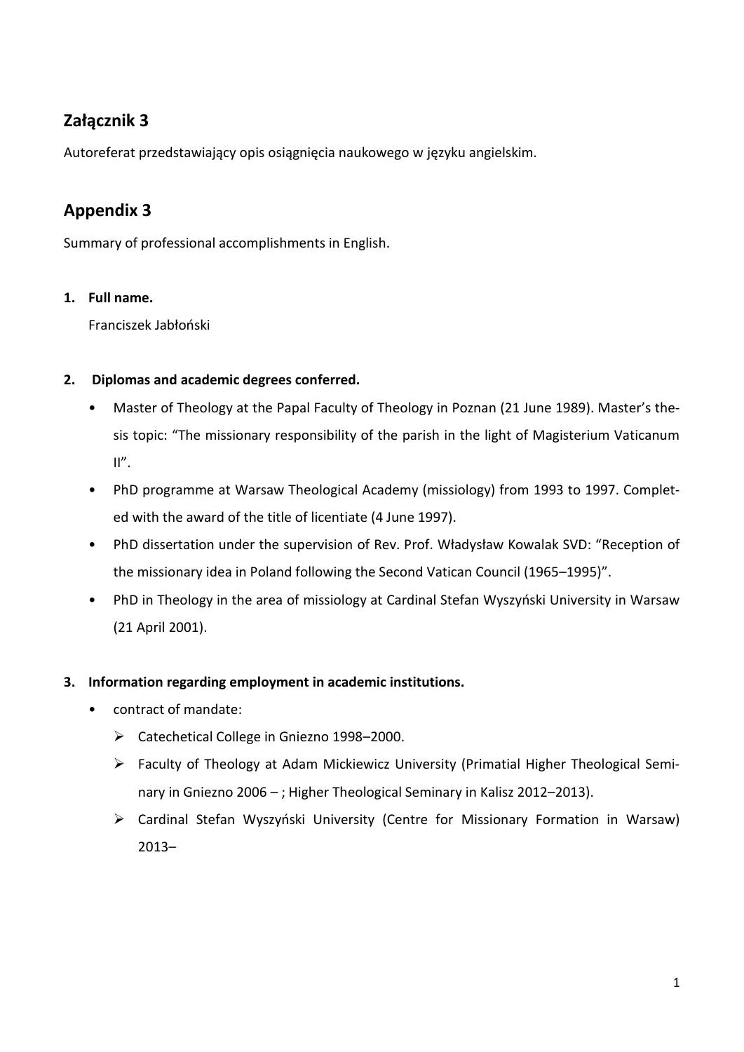## Załącznik 3

Autoreferat przedstawiający opis osiągnięcia naukowego w języku angielskim.

## Appendix 3

Summary of professional accomplishments in English.

1. **Full name.**

   Franciszek Jabłoński

2. **Diplomas and academic degrees conferred.**

   - Master of Theology at the Papal Faculty of Theology in Poznan (21 June 1989). Master's thesis topic: "The missionary responsibility of the parish in the light of Magisterium Vaticanum II".
   - PhD programme at Warsaw Theological Academy (missiology) from 1993 to 1997. Completed with the award of the title of licentiate (4 June 1997).
   - PhD dissertation under the supervision of Rev. Prof. Władysław Kowalak SVD: "Reception of the missionary idea in Poland following the Second Vatican Council (1965–1995)".
   - PhD in Theology in the area of missiology at Cardinal Stefan Wyszyński University in Warsaw (21 April 2001).

3. **Information regarding employment in academic institutions.**

   - contract of mandate:
     - Catechetical College in Gniezno 1998–2000.
     - Faculty of Theology at Adam Mickiewicz University (Primatial Higher Theological Seminary in Gniezno 2006 – ; Higher Theological Seminary in Kalisz 2012–2013).
     - Cardinal Stefan Wyszyński University (Centre for Missionary Formation in Warsaw) 2013–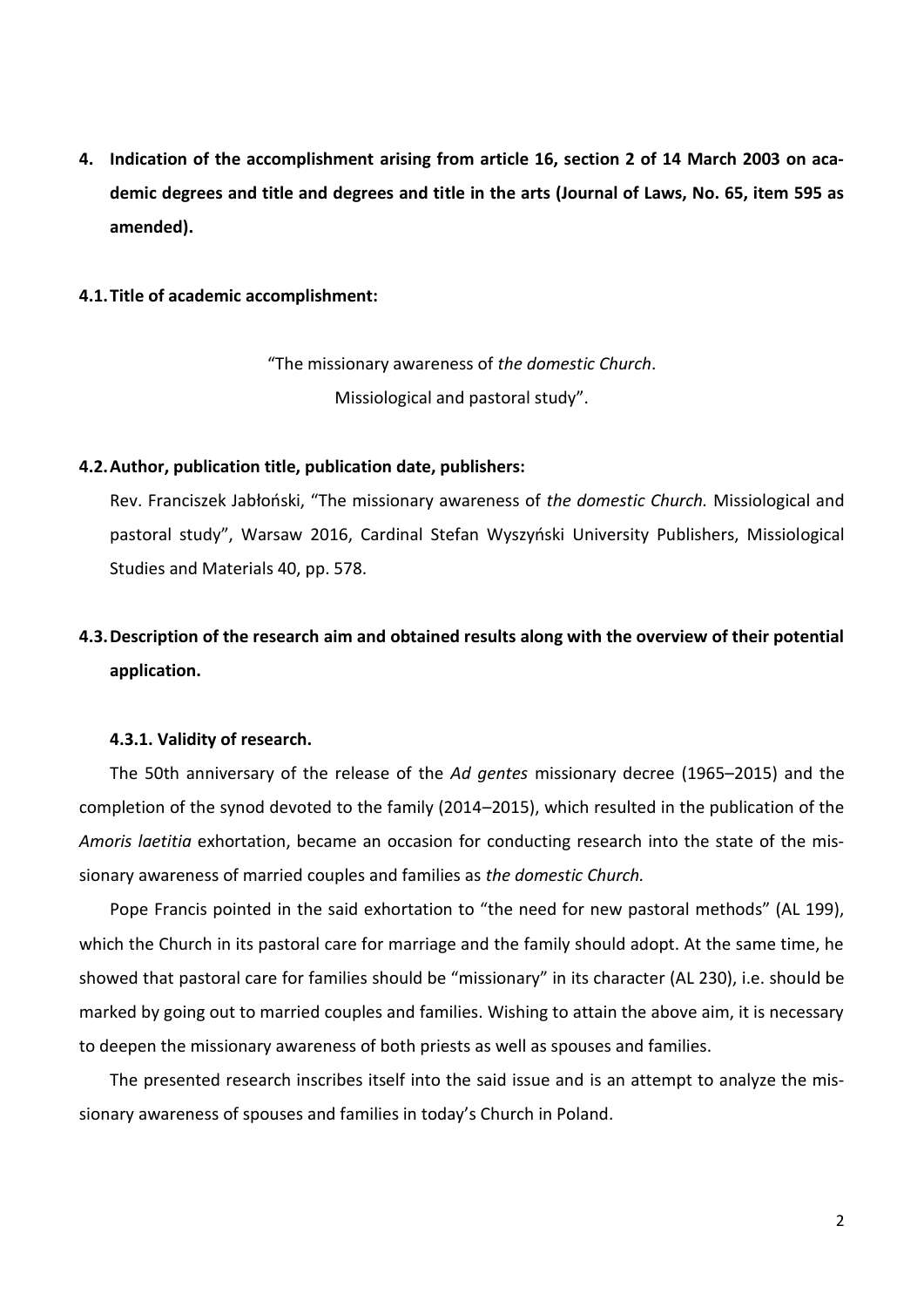## 4. Indication of the accomplishment arising from article 16, section 2 of 14 March 2003 on academic degrees and title and degrees and title in the arts (Journal of Laws, No. 65, item 595 as amended).

### 4.1. Title of academic accomplishment:

"The missionary awareness of *the domestic Church*.
Missiological and pastoral study".

### 4.2. Author, publication title, publication date, publishers:

Rev. Franciszek Jabłoński, "The missionary awareness of *the domestic Church.* Missiological and pastoral study", Warsaw 2016, Cardinal Stefan Wyszyński University Publishers, Missiological Studies and Materials 40, pp. 578.

### 4.3. Description of the research aim and obtained results along with the overview of their potential application.

#### 4.3.1. Validity of research.

The 50th anniversary of the release of the *Ad gentes* missionary decree (1965–2015) and the completion of the synod devoted to the family (2014–2015), which resulted in the publication of the *Amoris laetitia* exhortation, became an occasion for conducting research into the state of the missionary awareness of married couples and families as *the domestic Church.*

Pope Francis pointed in the said exhortation to "the need for new pastoral methods" (AL 199), which the Church in its pastoral care for marriage and the family should adopt. At the same time, he showed that pastoral care for families should be "missionary" in its character (AL 230), i.e. should be marked by going out to married couples and families. Wishing to attain the above aim, it is necessary to deepen the missionary awareness of both priests as well as spouses and families.

The presented research inscribes itself into the said issue and is an attempt to analyze the missionary awareness of spouses and families in today's Church in Poland.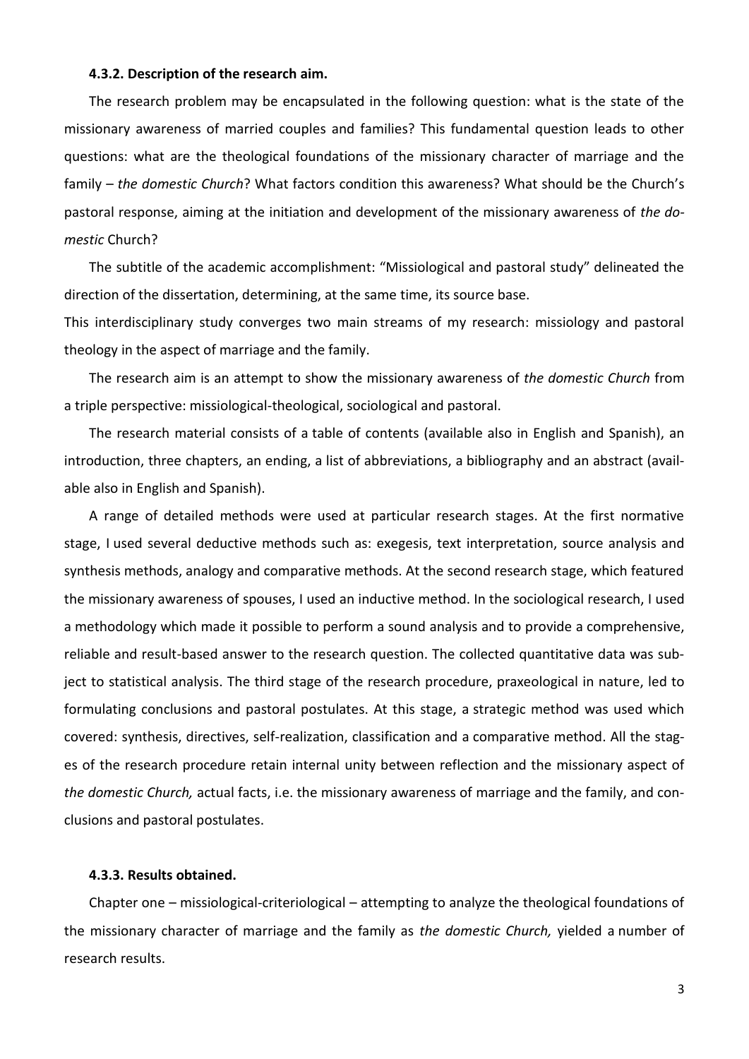### 4.3.2. Description of the research aim.

The research problem may be encapsulated in the following question: what is the state of the missionary awareness of married couples and families? This fundamental question leads to other questions: what are the theological foundations of the missionary character of marriage and the family – *the domestic Church*? What factors condition this awareness? What should be the Church's pastoral response, aiming at the initiation and development of the missionary awareness of *the domestic* Church?

The subtitle of the academic accomplishment: "Missiological and pastoral study" delineated the direction of the dissertation, determining, at the same time, its source base.

This interdisciplinary study converges two main streams of my research: missiology and pastoral theology in the aspect of marriage and the family.

The research aim is an attempt to show the missionary awareness of *the domestic Church* from a triple perspective: missiological-theological, sociological and pastoral.

The research material consists of a table of contents (available also in English and Spanish), an introduction, three chapters, an ending, a list of abbreviations, a bibliography and an abstract (available also in English and Spanish).

A range of detailed methods were used at particular research stages. At the first normative stage, I used several deductive methods such as: exegesis, text interpretation, source analysis and synthesis methods, analogy and comparative methods. At the second research stage, which featured the missionary awareness of spouses, I used an inductive method. In the sociological research, I used a methodology which made it possible to perform a sound analysis and to provide a comprehensive, reliable and result-based answer to the research question. The collected quantitative data was subject to statistical analysis. The third stage of the research procedure, praxeological in nature, led to formulating conclusions and pastoral postulates. At this stage, a strategic method was used which covered: synthesis, directives, self-realization, classification and a comparative method. All the stages of the research procedure retain internal unity between reflection and the missionary aspect of *the domestic Church,* actual facts, i.e. the missionary awareness of marriage and the family, and conclusions and pastoral postulates.

### 4.3.3. Results obtained.

Chapter one – missiological-criteriological – attempting to analyze the theological foundations of the missionary character of marriage and the family as *the domestic Church,* yielded a number of research results.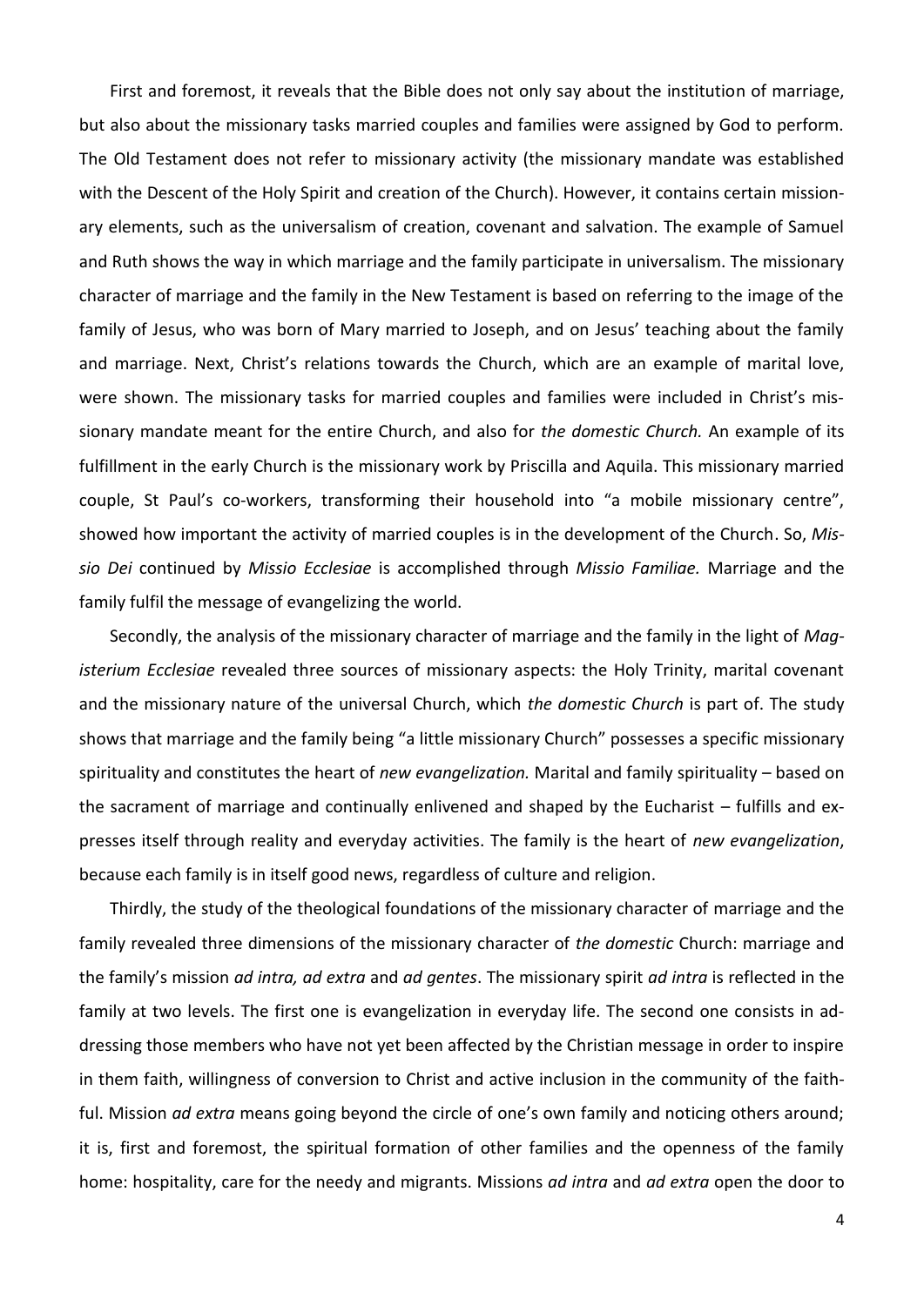First and foremost, it reveals that the Bible does not only say about the institution of marriage, but also about the missionary tasks married couples and families were assigned by God to perform. The Old Testament does not refer to missionary activity (the missionary mandate was established with the Descent of the Holy Spirit and creation of the Church). However, it contains certain missionary elements, such as the universalism of creation, covenant and salvation. The example of Samuel and Ruth shows the way in which marriage and the family participate in universalism. The missionary character of marriage and the family in the New Testament is based on referring to the image of the family of Jesus, who was born of Mary married to Joseph, and on Jesus' teaching about the family and marriage. Next, Christ's relations towards the Church, which are an example of marital love, were shown. The missionary tasks for married couples and families were included in Christ's missionary mandate meant for the entire Church, and also for *the domestic Church.* An example of its fulfillment in the early Church is the missionary work by Priscilla and Aquila. This missionary married couple, St Paul's co-workers, transforming their household into "a mobile missionary centre", showed how important the activity of married couples is in the development of the Church. So, *Missio Dei* continued by *Missio Ecclesiae* is accomplished through *Missio Familiae.* Marriage and the family fulfil the message of evangelizing the world.

Secondly, the analysis of the missionary character of marriage and the family in the light of *Magisterium Ecclesiae* revealed three sources of missionary aspects: the Holy Trinity, marital covenant and the missionary nature of the universal Church, which *the domestic Church* is part of. The study shows that marriage and the family being "a little missionary Church" possesses a specific missionary spirituality and constitutes the heart of *new evangelization.* Marital and family spirituality – based on the sacrament of marriage and continually enlivened and shaped by the Eucharist – fulfills and expresses itself through reality and everyday activities. The family is the heart of *new evangelization*, because each family is in itself good news, regardless of culture and religion.

Thirdly, the study of the theological foundations of the missionary character of marriage and the family revealed three dimensions of the missionary character of *the domestic* Church: marriage and the family's mission *ad intra, ad extra* and *ad gentes*. The missionary spirit *ad intra* is reflected in the family at two levels. The first one is evangelization in everyday life. The second one consists in addressing those members who have not yet been affected by the Christian message in order to inspire in them faith, willingness of conversion to Christ and active inclusion in the community of the faithful. Mission *ad extra* means going beyond the circle of one's own family and noticing others around; it is, first and foremost, the spiritual formation of other families and the openness of the family home: hospitality, care for the needy and migrants. Missions *ad intra* and *ad extra* open the door to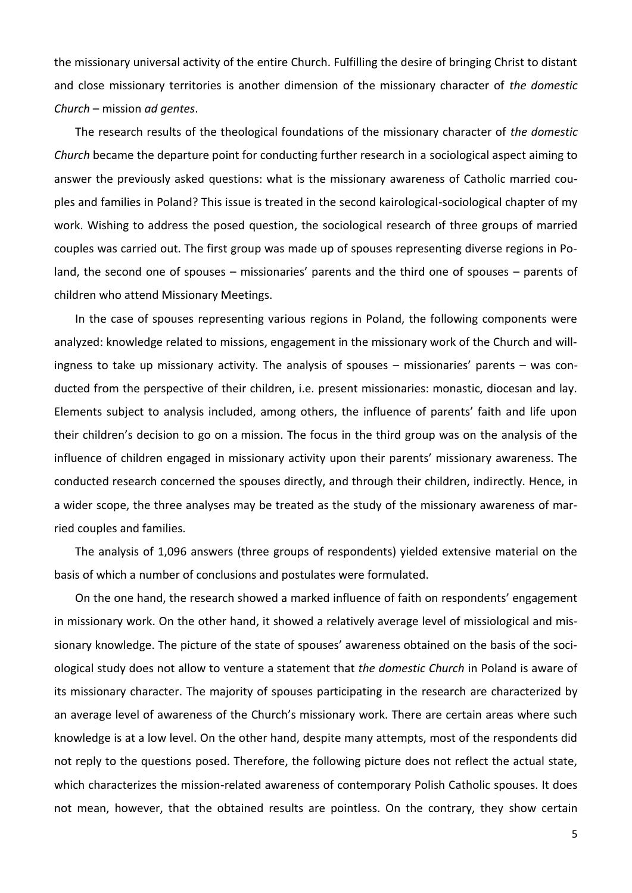the missionary universal activity of the entire Church. Fulfilling the desire of bringing Christ to distant and close missionary territories is another dimension of the missionary character of *the domestic Church* – mission *ad gentes*.

The research results of the theological foundations of the missionary character of *the domestic Church* became the departure point for conducting further research in a sociological aspect aiming to answer the previously asked questions: what is the missionary awareness of Catholic married couples and families in Poland? This issue is treated in the second kairological-sociological chapter of my work. Wishing to address the posed question, the sociological research of three groups of married couples was carried out. The first group was made up of spouses representing diverse regions in Poland, the second one of spouses – missionaries' parents and the third one of spouses – parents of children who attend Missionary Meetings.

In the case of spouses representing various regions in Poland, the following components were analyzed: knowledge related to missions, engagement in the missionary work of the Church and willingness to take up missionary activity. The analysis of spouses – missionaries' parents – was conducted from the perspective of their children, i.e. present missionaries: monastic, diocesan and lay. Elements subject to analysis included, among others, the influence of parents' faith and life upon their children's decision to go on a mission. The focus in the third group was on the analysis of the influence of children engaged in missionary activity upon their parents' missionary awareness. The conducted research concerned the spouses directly, and through their children, indirectly. Hence, in a wider scope, the three analyses may be treated as the study of the missionary awareness of married couples and families.

The analysis of 1,096 answers (three groups of respondents) yielded extensive material on the basis of which a number of conclusions and postulates were formulated.

On the one hand, the research showed a marked influence of faith on respondents' engagement in missionary work. On the other hand, it showed a relatively average level of missiological and missionary knowledge. The picture of the state of spouses' awareness obtained on the basis of the sociological study does not allow to venture a statement that *the domestic Church* in Poland is aware of its missionary character. The majority of spouses participating in the research are characterized by an average level of awareness of the Church's missionary work. There are certain areas where such knowledge is at a low level. On the other hand, despite many attempts, most of the respondents did not reply to the questions posed. Therefore, the following picture does not reflect the actual state, which characterizes the mission-related awareness of contemporary Polish Catholic spouses. It does not mean, however, that the obtained results are pointless. On the contrary, they show certain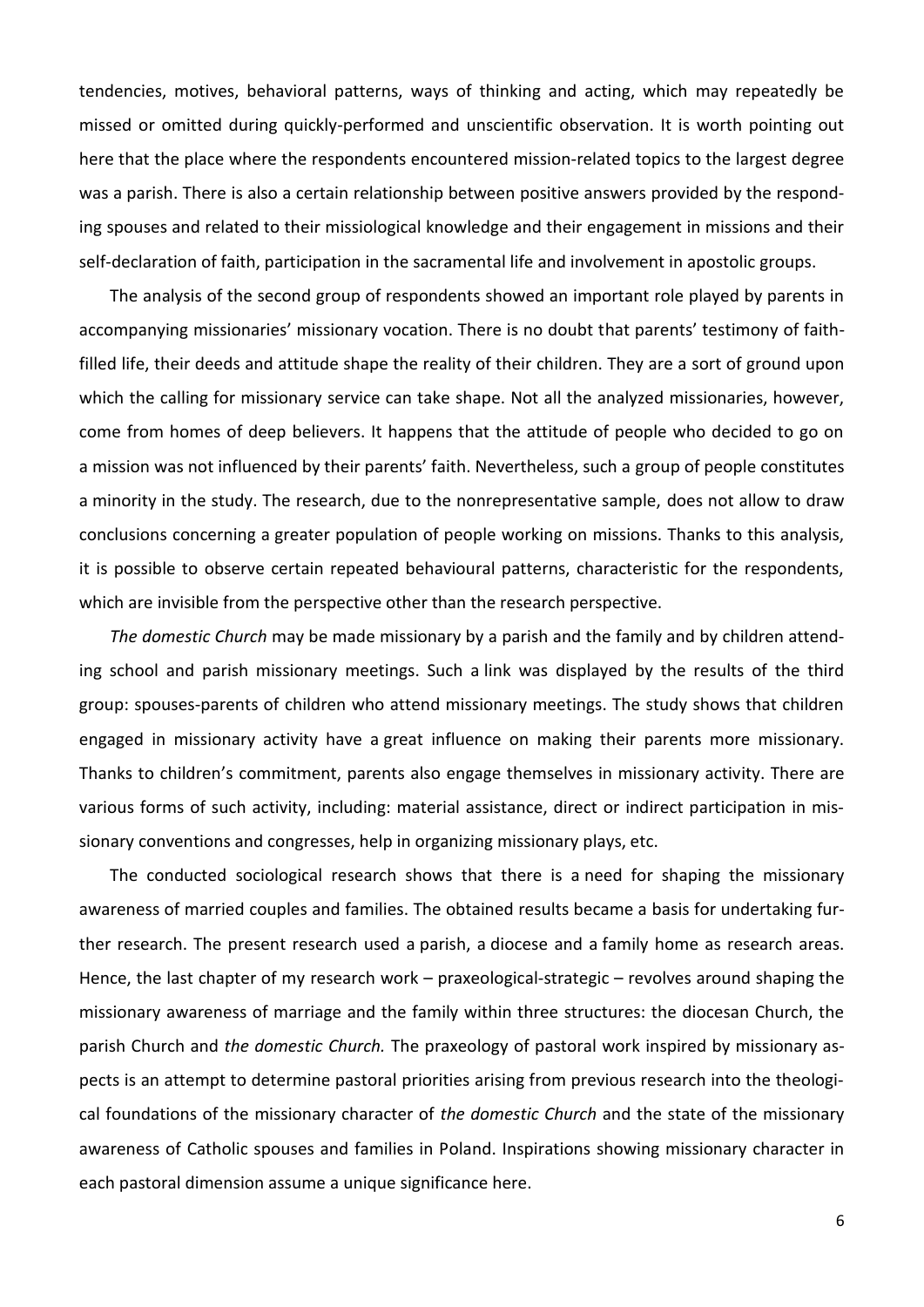tendencies, motives, behavioral patterns, ways of thinking and acting, which may repeatedly be missed or omitted during quickly-performed and unscientific observation. It is worth pointing out here that the place where the respondents encountered mission-related topics to the largest degree was a parish. There is also a certain relationship between positive answers provided by the responding spouses and related to their missiological knowledge and their engagement in missions and their self-declaration of faith, participation in the sacramental life and involvement in apostolic groups.

The analysis of the second group of respondents showed an important role played by parents in accompanying missionaries' missionary vocation. There is no doubt that parents' testimony of faith-filled life, their deeds and attitude shape the reality of their children. They are a sort of ground upon which the calling for missionary service can take shape. Not all the analyzed missionaries, however, come from homes of deep believers. It happens that the attitude of people who decided to go on a mission was not influenced by their parents' faith. Nevertheless, such a group of people constitutes a minority in the study. The research, due to the nonrepresentative sample, does not allow to draw conclusions concerning a greater population of people working on missions. Thanks to this analysis, it is possible to observe certain repeated behavioural patterns, characteristic for the respondents, which are invisible from the perspective other than the research perspective.

*The domestic Church* may be made missionary by a parish and the family and by children attending school and parish missionary meetings. Such a link was displayed by the results of the third group: spouses-parents of children who attend missionary meetings. The study shows that children engaged in missionary activity have a great influence on making their parents more missionary. Thanks to children's commitment, parents also engage themselves in missionary activity. There are various forms of such activity, including: material assistance, direct or indirect participation in missionary conventions and congresses, help in organizing missionary plays, etc.

The conducted sociological research shows that there is a need for shaping the missionary awareness of married couples and families. The obtained results became a basis for undertaking further research. The present research used a parish, a diocese and a family home as research areas. Hence, the last chapter of my research work – praxeological-strategic – revolves around shaping the missionary awareness of marriage and the family within three structures: the diocesan Church, the parish Church and *the domestic Church.* The praxeology of pastoral work inspired by missionary aspects is an attempt to determine pastoral priorities arising from previous research into the theological foundations of the missionary character of *the domestic Church* and the state of the missionary awareness of Catholic spouses and families in Poland. Inspirations showing missionary character in each pastoral dimension assume a unique significance here.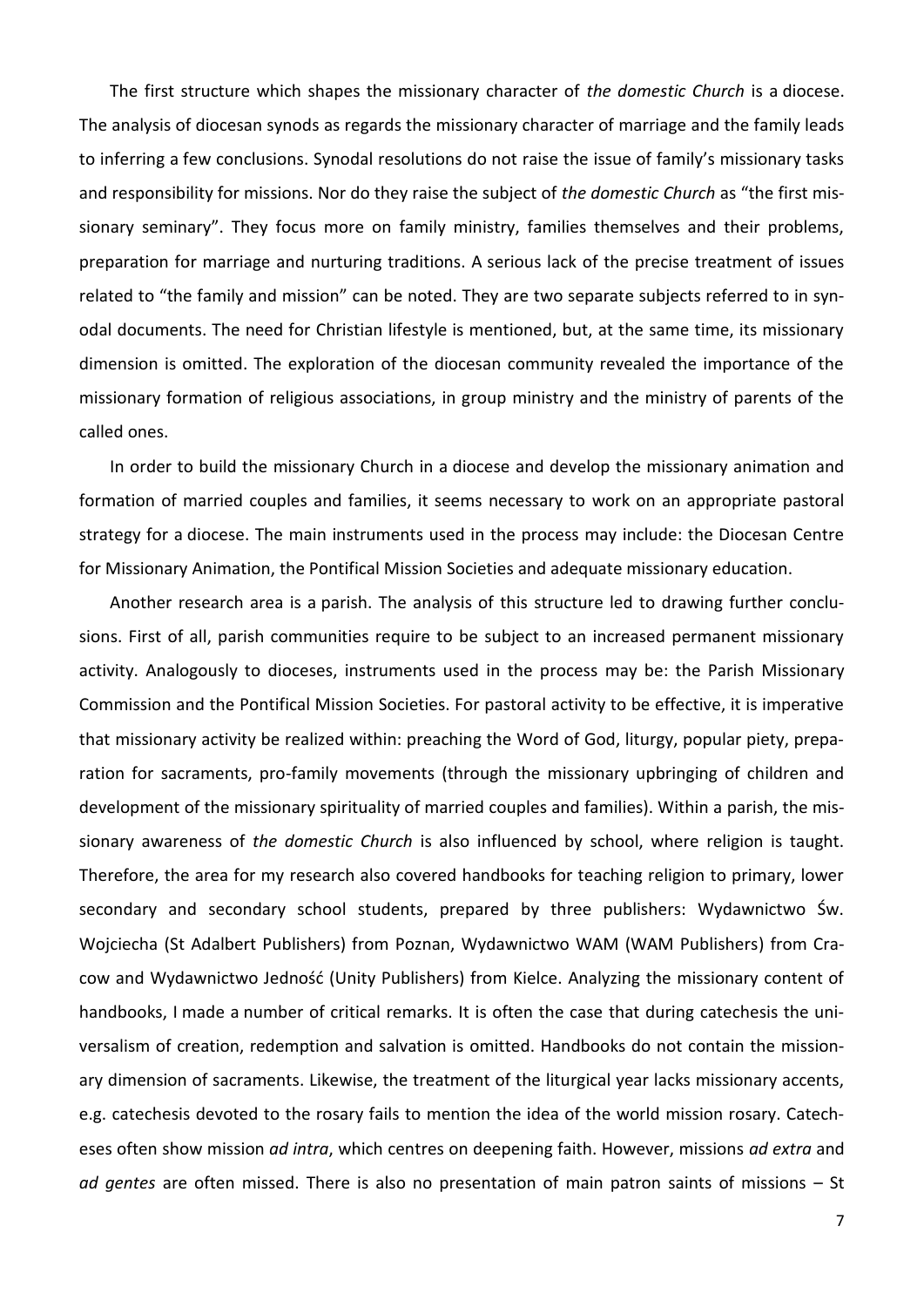The first structure which shapes the missionary character of *the domestic Church* is a diocese. The analysis of diocesan synods as regards the missionary character of marriage and the family leads to inferring a few conclusions. Synodal resolutions do not raise the issue of family's missionary tasks and responsibility for missions. Nor do they raise the subject of *the domestic Church* as "the first missionary seminary". They focus more on family ministry, families themselves and their problems, preparation for marriage and nurturing traditions. A serious lack of the precise treatment of issues related to "the family and mission" can be noted. They are two separate subjects referred to in synodal documents. The need for Christian lifestyle is mentioned, but, at the same time, its missionary dimension is omitted. The exploration of the diocesan community revealed the importance of the missionary formation of religious associations, in group ministry and the ministry of parents of the called ones.

In order to build the missionary Church in a diocese and develop the missionary animation and formation of married couples and families, it seems necessary to work on an appropriate pastoral strategy for a diocese. The main instruments used in the process may include: the Diocesan Centre for Missionary Animation, the Pontifical Mission Societies and adequate missionary education.

Another research area is a parish. The analysis of this structure led to drawing further conclusions. First of all, parish communities require to be subject to an increased permanent missionary activity. Analogously to dioceses, instruments used in the process may be: the Parish Missionary Commission and the Pontifical Mission Societies. For pastoral activity to be effective, it is imperative that missionary activity be realized within: preaching the Word of God, liturgy, popular piety, preparation for sacraments, pro-family movements (through the missionary upbringing of children and development of the missionary spirituality of married couples and families). Within a parish, the missionary awareness of *the domestic Church* is also influenced by school, where religion is taught. Therefore, the area for my research also covered handbooks for teaching religion to primary, lower secondary and secondary school students, prepared by three publishers: Wydawnictwo Św. Wojciecha (St Adalbert Publishers) from Poznan, Wydawnictwo WAM (WAM Publishers) from Cracow and Wydawnictwo Jedność (Unity Publishers) from Kielce. Analyzing the missionary content of handbooks, I made a number of critical remarks. It is often the case that during catechesis the universalism of creation, redemption and salvation is omitted. Handbooks do not contain the missionary dimension of sacraments. Likewise, the treatment of the liturgical year lacks missionary accents, e.g. catechesis devoted to the rosary fails to mention the idea of the world mission rosary. Catecheses often show mission *ad intra*, which centres on deepening faith. However, missions *ad extra* and *ad gentes* are often missed. There is also no presentation of main patron saints of missions – St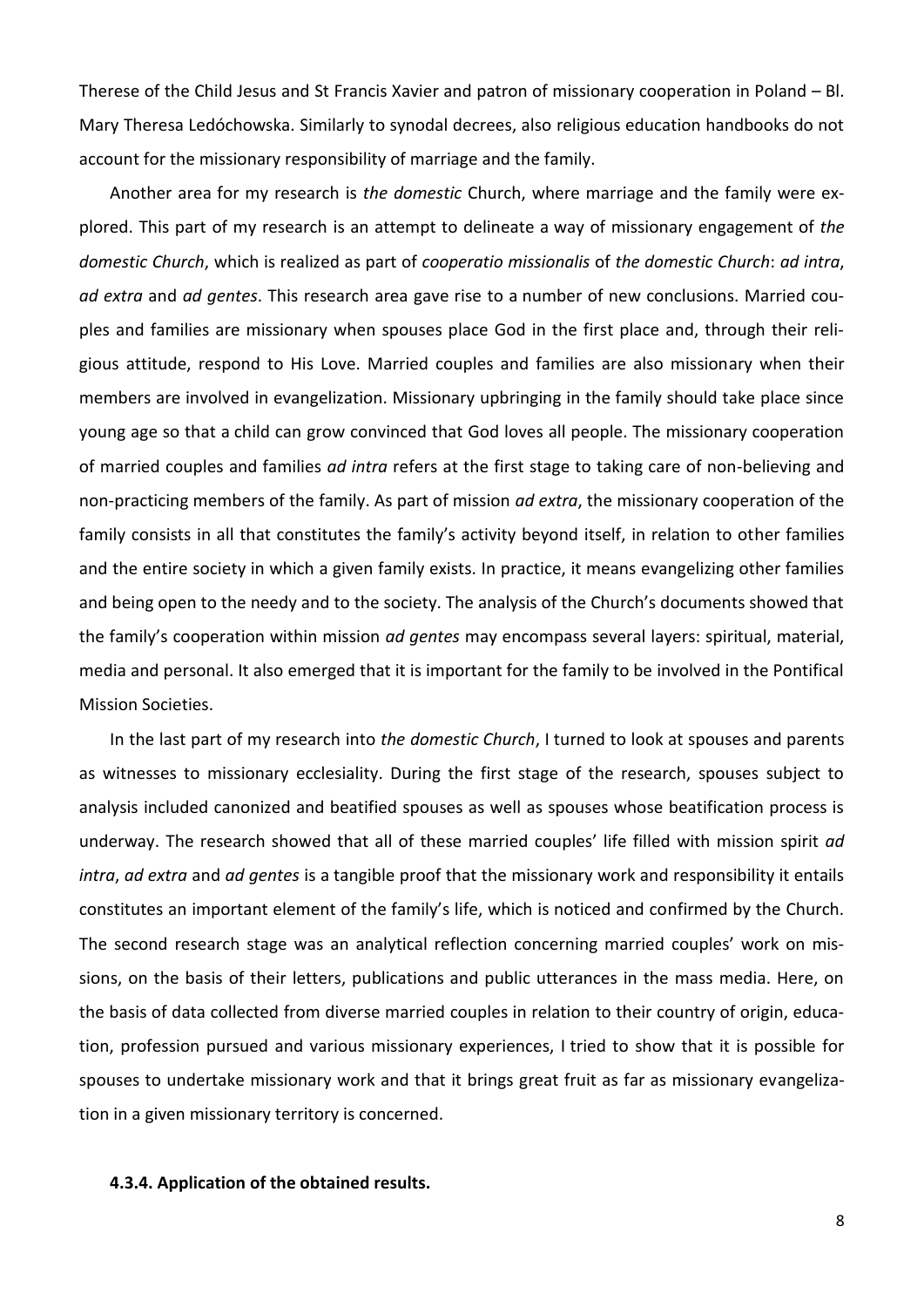Therese of the Child Jesus and St Francis Xavier and patron of missionary cooperation in Poland – Bl. Mary Theresa Ledóchowska. Similarly to synodal decrees, also religious education handbooks do not account for the missionary responsibility of marriage and the family.

Another area for my research is *the domestic* Church, where marriage and the family were explored. This part of my research is an attempt to delineate a way of missionary engagement of *the domestic Church*, which is realized as part of *cooperatio missionalis* of *the domestic Church*: *ad intra*, *ad extra* and *ad gentes*. This research area gave rise to a number of new conclusions. Married couples and families are missionary when spouses place God in the first place and, through their religious attitude, respond to His Love. Married couples and families are also missionary when their members are involved in evangelization. Missionary upbringing in the family should take place since young age so that a child can grow convinced that God loves all people. The missionary cooperation of married couples and families *ad intra* refers at the first stage to taking care of non-believing and non-practicing members of the family. As part of mission *ad extra*, the missionary cooperation of the family consists in all that constitutes the family's activity beyond itself, in relation to other families and the entire society in which a given family exists. In practice, it means evangelizing other families and being open to the needy and to the society. The analysis of the Church's documents showed that the family's cooperation within mission *ad gentes* may encompass several layers: spiritual, material, media and personal. It also emerged that it is important for the family to be involved in the Pontifical Mission Societies.

In the last part of my research into *the domestic Church*, I turned to look at spouses and parents as witnesses to missionary ecclesiality. During the first stage of the research, spouses subject to analysis included canonized and beatified spouses as well as spouses whose beatification process is underway. The research showed that all of these married couples' life filled with mission spirit *ad intra*, *ad extra* and *ad gentes* is a tangible proof that the missionary work and responsibility it entails constitutes an important element of the family's life, which is noticed and confirmed by the Church. The second research stage was an analytical reflection concerning married couples' work on missions, on the basis of their letters, publications and public utterances in the mass media. Here, on the basis of data collected from diverse married couples in relation to their country of origin, education, profession pursued and various missionary experiences, I tried to show that it is possible for spouses to undertake missionary work and that it brings great fruit as far as missionary evangelization in a given missionary territory is concerned.

#### 4.3.4. Application of the obtained results.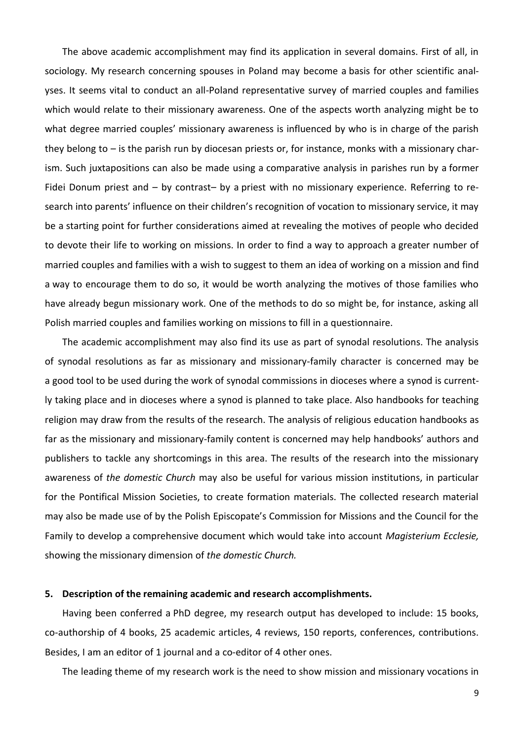The above academic accomplishment may find its application in several domains. First of all, in sociology. My research concerning spouses in Poland may become a basis for other scientific analyses. It seems vital to conduct an all-Poland representative survey of married couples and families which would relate to their missionary awareness. One of the aspects worth analyzing might be to what degree married couples' missionary awareness is influenced by who is in charge of the parish they belong to – is the parish run by diocesan priests or, for instance, monks with a missionary charism. Such juxtapositions can also be made using a comparative analysis in parishes run by a former Fidei Donum priest and – by contrast– by a priest with no missionary experience. Referring to research into parents' influence on their children's recognition of vocation to missionary service, it may be a starting point for further considerations aimed at revealing the motives of people who decided to devote their life to working on missions. In order to find a way to approach a greater number of married couples and families with a wish to suggest to them an idea of working on a mission and find a way to encourage them to do so, it would be worth analyzing the motives of those families who have already begun missionary work. One of the methods to do so might be, for instance, asking all Polish married couples and families working on missions to fill in a questionnaire.

The academic accomplishment may also find its use as part of synodal resolutions. The analysis of synodal resolutions as far as missionary and missionary-family character is concerned may be a good tool to be used during the work of synodal commissions in dioceses where a synod is currently taking place and in dioceses where a synod is planned to take place. Also handbooks for teaching religion may draw from the results of the research. The analysis of religious education handbooks as far as the missionary and missionary-family content is concerned may help handbooks' authors and publishers to tackle any shortcomings in this area. The results of the research into the missionary awareness of *the domestic Church* may also be useful for various mission institutions, in particular for the Pontifical Mission Societies, to create formation materials. The collected research material may also be made use of by the Polish Episcopate's Commission for Missions and the Council for the Family to develop a comprehensive document which would take into account *Magisterium Ecclesie,* showing the missionary dimension of *the domestic Church.*

## 5. Description of the remaining academic and research accomplishments.

Having been conferred a PhD degree, my research output has developed to include: 15 books, co-authorship of 4 books, 25 academic articles, 4 reviews, 150 reports, conferences, contributions. Besides, I am an editor of 1 journal and a co-editor of 4 other ones.

The leading theme of my research work is the need to show mission and missionary vocations in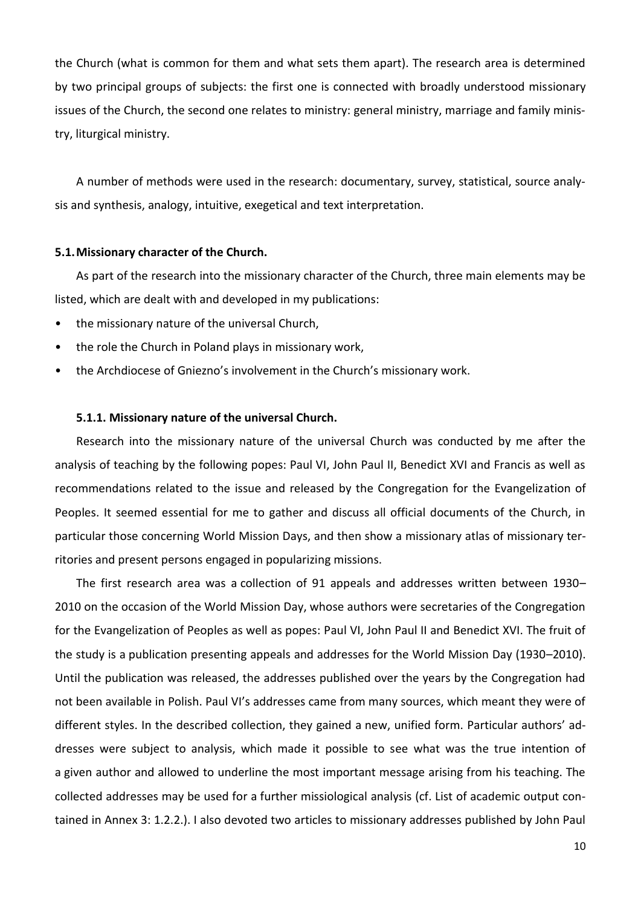the Church (what is common for them and what sets them apart). The research area is determined by two principal groups of subjects: the first one is connected with broadly understood missionary issues of the Church, the second one relates to ministry: general ministry, marriage and family ministry, liturgical ministry.

A number of methods were used in the research: documentary, survey, statistical, source analysis and synthesis, analogy, intuitive, exegetical and text interpretation.

### 5.1. Missionary character of the Church.

As part of the research into the missionary character of the Church, three main elements may be listed, which are dealt with and developed in my publications:

- the missionary nature of the universal Church,
- the role the Church in Poland plays in missionary work,
- the Archdiocese of Gniezno's involvement in the Church's missionary work.

#### 5.1.1. Missionary nature of the universal Church.

Research into the missionary nature of the universal Church was conducted by me after the analysis of teaching by the following popes: Paul VI, John Paul II, Benedict XVI and Francis as well as recommendations related to the issue and released by the Congregation for the Evangelization of Peoples. It seemed essential for me to gather and discuss all official documents of the Church, in particular those concerning World Mission Days, and then show a missionary atlas of missionary territories and present persons engaged in popularizing missions.

The first research area was a collection of 91 appeals and addresses written between 1930–2010 on the occasion of the World Mission Day, whose authors were secretaries of the Congregation for the Evangelization of Peoples as well as popes: Paul VI, John Paul II and Benedict XVI. The fruit of the study is a publication presenting appeals and addresses for the World Mission Day (1930–2010). Until the publication was released, the addresses published over the years by the Congregation had not been available in Polish. Paul VI's addresses came from many sources, which meant they were of different styles. In the described collection, they gained a new, unified form. Particular authors' addresses were subject to analysis, which made it possible to see what was the true intention of a given author and allowed to underline the most important message arising from his teaching. The collected addresses may be used for a further missiological analysis (cf. List of academic output contained in Annex 3: 1.2.2.). I also devoted two articles to missionary addresses published by John Paul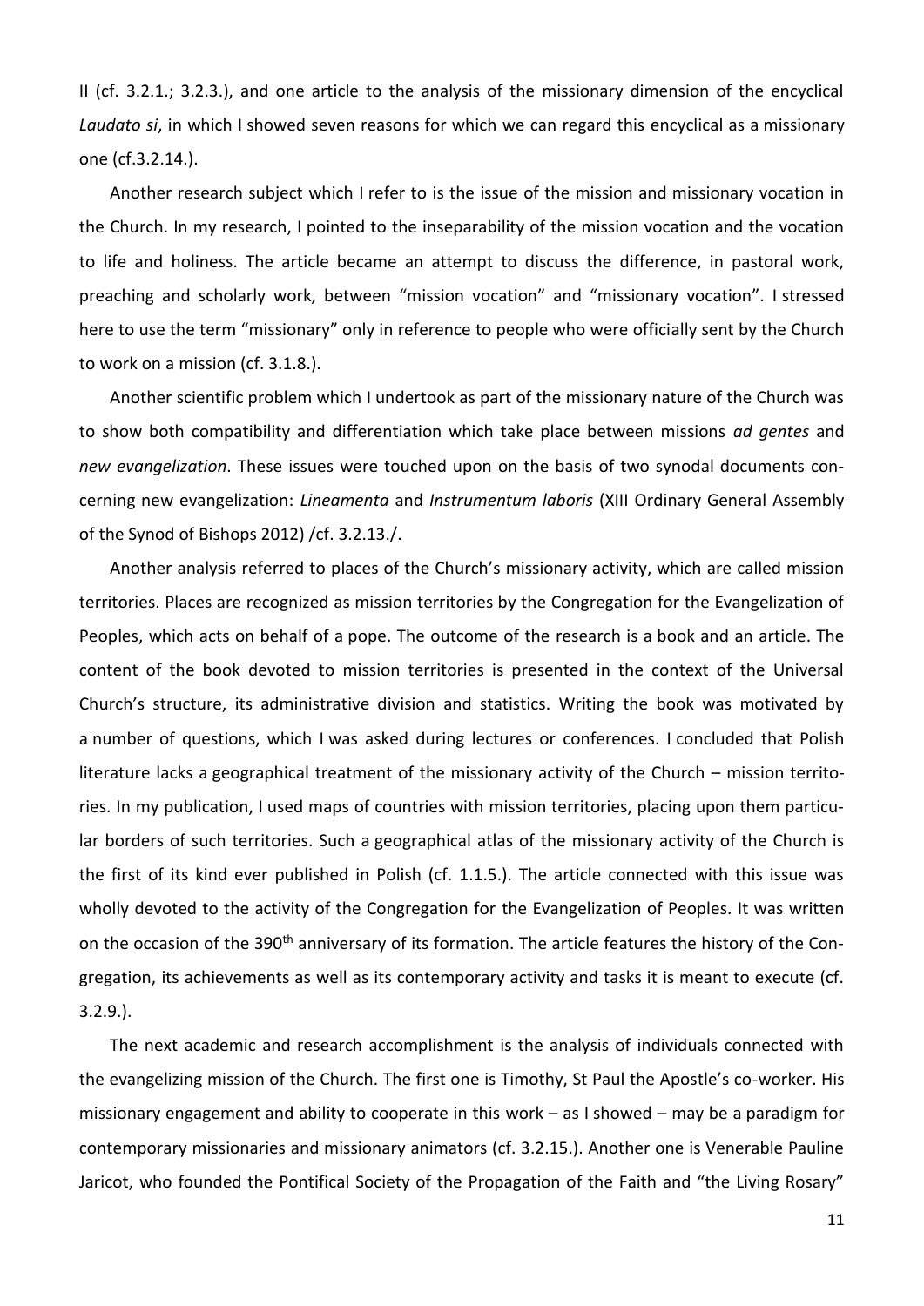II (cf. 3.2.1.; 3.2.3.), and one article to the analysis of the missionary dimension of the encyclical *Laudato si*, in which I showed seven reasons for which we can regard this encyclical as a missionary one (cf.3.2.14.).

Another research subject which I refer to is the issue of the mission and missionary vocation in the Church. In my research, I pointed to the inseparability of the mission vocation and the vocation to life and holiness. The article became an attempt to discuss the difference, in pastoral work, preaching and scholarly work, between "mission vocation" and "missionary vocation". I stressed here to use the term "missionary" only in reference to people who were officially sent by the Church to work on a mission (cf. 3.1.8.).

Another scientific problem which I undertook as part of the missionary nature of the Church was to show both compatibility and differentiation which take place between missions *ad gentes* and *new evangelization*. These issues were touched upon on the basis of two synodal documents concerning new evangelization: *Lineamenta* and *Instrumentum laboris* (XIII Ordinary General Assembly of the Synod of Bishops 2012) /cf. 3.2.13./.

Another analysis referred to places of the Church's missionary activity, which are called mission territories. Places are recognized as mission territories by the Congregation for the Evangelization of Peoples, which acts on behalf of a pope. The outcome of the research is a book and an article. The content of the book devoted to mission territories is presented in the context of the Universal Church's structure, its administrative division and statistics. Writing the book was motivated by a number of questions, which I was asked during lectures or conferences. I concluded that Polish literature lacks a geographical treatment of the missionary activity of the Church – mission territories. In my publication, I used maps of countries with mission territories, placing upon them particular borders of such territories. Such a geographical atlas of the missionary activity of the Church is the first of its kind ever published in Polish (cf. 1.1.5.). The article connected with this issue was wholly devoted to the activity of the Congregation for the Evangelization of Peoples. It was written on the occasion of the 390th anniversary of its formation. The article features the history of the Congregation, its achievements as well as its contemporary activity and tasks it is meant to execute (cf. 3.2.9.).

The next academic and research accomplishment is the analysis of individuals connected with the evangelizing mission of the Church. The first one is Timothy, St Paul the Apostle's co-worker. His missionary engagement and ability to cooperate in this work – as I showed – may be a paradigm for contemporary missionaries and missionary animators (cf. 3.2.15.). Another one is Venerable Pauline Jaricot, who founded the Pontifical Society of the Propagation of the Faith and "the Living Rosary"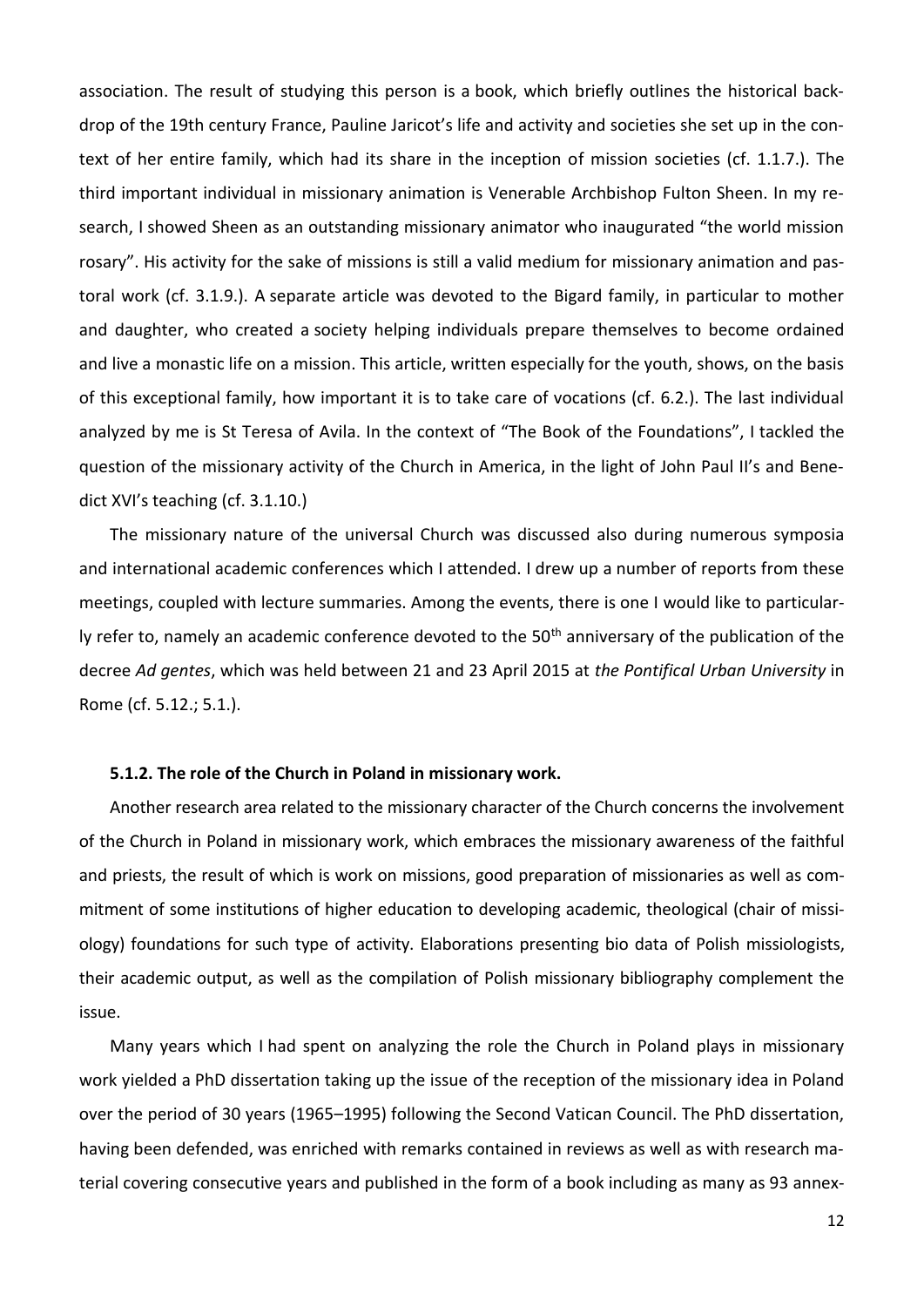association. The result of studying this person is a book, which briefly outlines the historical backdrop of the 19th century France, Pauline Jaricot's life and activity and societies she set up in the context of her entire family, which had its share in the inception of mission societies (cf. 1.1.7.). The third important individual in missionary animation is Venerable Archbishop Fulton Sheen. In my research, I showed Sheen as an outstanding missionary animator who inaugurated "the world mission rosary". His activity for the sake of missions is still a valid medium for missionary animation and pastoral work (cf. 3.1.9.). A separate article was devoted to the Bigard family, in particular to mother and daughter, who created a society helping individuals prepare themselves to become ordained and live a monastic life on a mission. This article, written especially for the youth, shows, on the basis of this exceptional family, how important it is to take care of vocations (cf. 6.2.). The last individual analyzed by me is St Teresa of Avila. In the context of "The Book of the Foundations", I tackled the question of the missionary activity of the Church in America, in the light of John Paul II's and Benedict XVI's teaching (cf. 3.1.10.)

The missionary nature of the universal Church was discussed also during numerous symposia and international academic conferences which I attended. I drew up a number of reports from these meetings, coupled with lecture summaries. Among the events, there is one I would like to particularly refer to, namely an academic conference devoted to the 50th anniversary of the publication of the decree *Ad gentes*, which was held between 21 and 23 April 2015 at *the Pontifical Urban University* in Rome (cf. 5.12.; 5.1.).

#### 5.1.2. The role of the Church in Poland in missionary work.

Another research area related to the missionary character of the Church concerns the involvement of the Church in Poland in missionary work, which embraces the missionary awareness of the faithful and priests, the result of which is work on missions, good preparation of missionaries as well as commitment of some institutions of higher education to developing academic, theological (chair of missiology) foundations for such type of activity. Elaborations presenting bio data of Polish missiologists, their academic output, as well as the compilation of Polish missionary bibliography complement the issue.

Many years which I had spent on analyzing the role the Church in Poland plays in missionary work yielded a PhD dissertation taking up the issue of the reception of the missionary idea in Poland over the period of 30 years (1965–1995) following the Second Vatican Council. The PhD dissertation, having been defended, was enriched with remarks contained in reviews as well as with research material covering consecutive years and published in the form of a book including as many as 93 annex-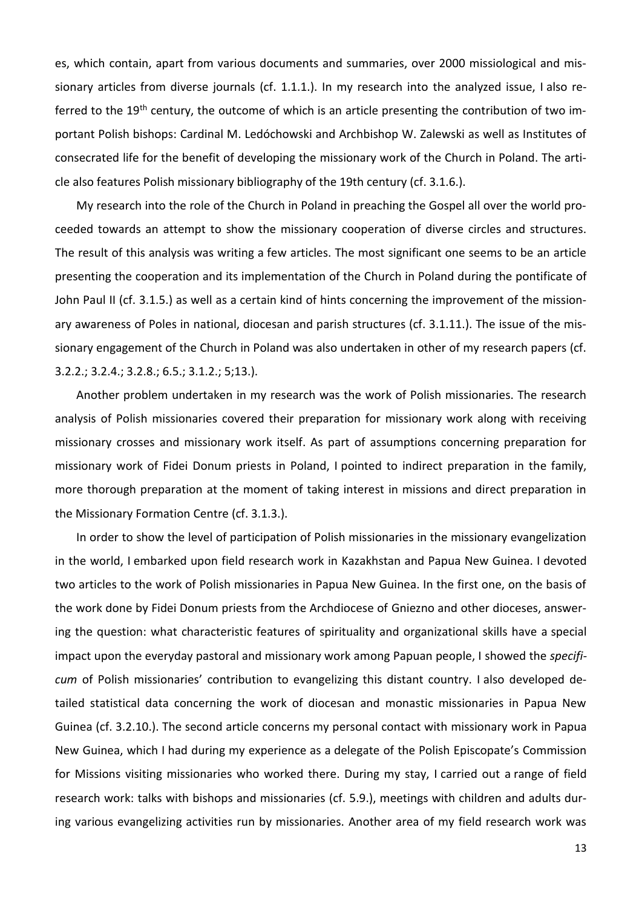es, which contain, apart from various documents and summaries, over 2000 missiological and missionary articles from diverse journals (cf. 1.1.1.). In my research into the analyzed issue, I also referred to the 19th century, the outcome of which is an article presenting the contribution of two important Polish bishops: Cardinal M. Ledóchowski and Archbishop W. Zalewski as well as Institutes of consecrated life for the benefit of developing the missionary work of the Church in Poland. The article also features Polish missionary bibliography of the 19th century (cf. 3.1.6.).

My research into the role of the Church in Poland in preaching the Gospel all over the world proceeded towards an attempt to show the missionary cooperation of diverse circles and structures. The result of this analysis was writing a few articles. The most significant one seems to be an article presenting the cooperation and its implementation of the Church in Poland during the pontificate of John Paul II (cf. 3.1.5.) as well as a certain kind of hints concerning the improvement of the missionary awareness of Poles in national, diocesan and parish structures (cf. 3.1.11.). The issue of the missionary engagement of the Church in Poland was also undertaken in other of my research papers (cf. 3.2.2.; 3.2.4.; 3.2.8.; 6.5.; 3.1.2.; 5;13.).

Another problem undertaken in my research was the work of Polish missionaries. The research analysis of Polish missionaries covered their preparation for missionary work along with receiving missionary crosses and missionary work itself. As part of assumptions concerning preparation for missionary work of Fidei Donum priests in Poland, I pointed to indirect preparation in the family, more thorough preparation at the moment of taking interest in missions and direct preparation in the Missionary Formation Centre (cf. 3.1.3.).

In order to show the level of participation of Polish missionaries in the missionary evangelization in the world, I embarked upon field research work in Kazakhstan and Papua New Guinea. I devoted two articles to the work of Polish missionaries in Papua New Guinea. In the first one, on the basis of the work done by Fidei Donum priests from the Archdiocese of Gniezno and other dioceses, answering the question: what characteristic features of spirituality and organizational skills have a special impact upon the everyday pastoral and missionary work among Papuan people, I showed the *specificum* of Polish missionaries' contribution to evangelizing this distant country. I also developed detailed statistical data concerning the work of diocesan and monastic missionaries in Papua New Guinea (cf. 3.2.10.). The second article concerns my personal contact with missionary work in Papua New Guinea, which I had during my experience as a delegate of the Polish Episcopate's Commission for Missions visiting missionaries who worked there. During my stay, I carried out a range of field research work: talks with bishops and missionaries (cf. 5.9.), meetings with children and adults during various evangelizing activities run by missionaries. Another area of my field research work was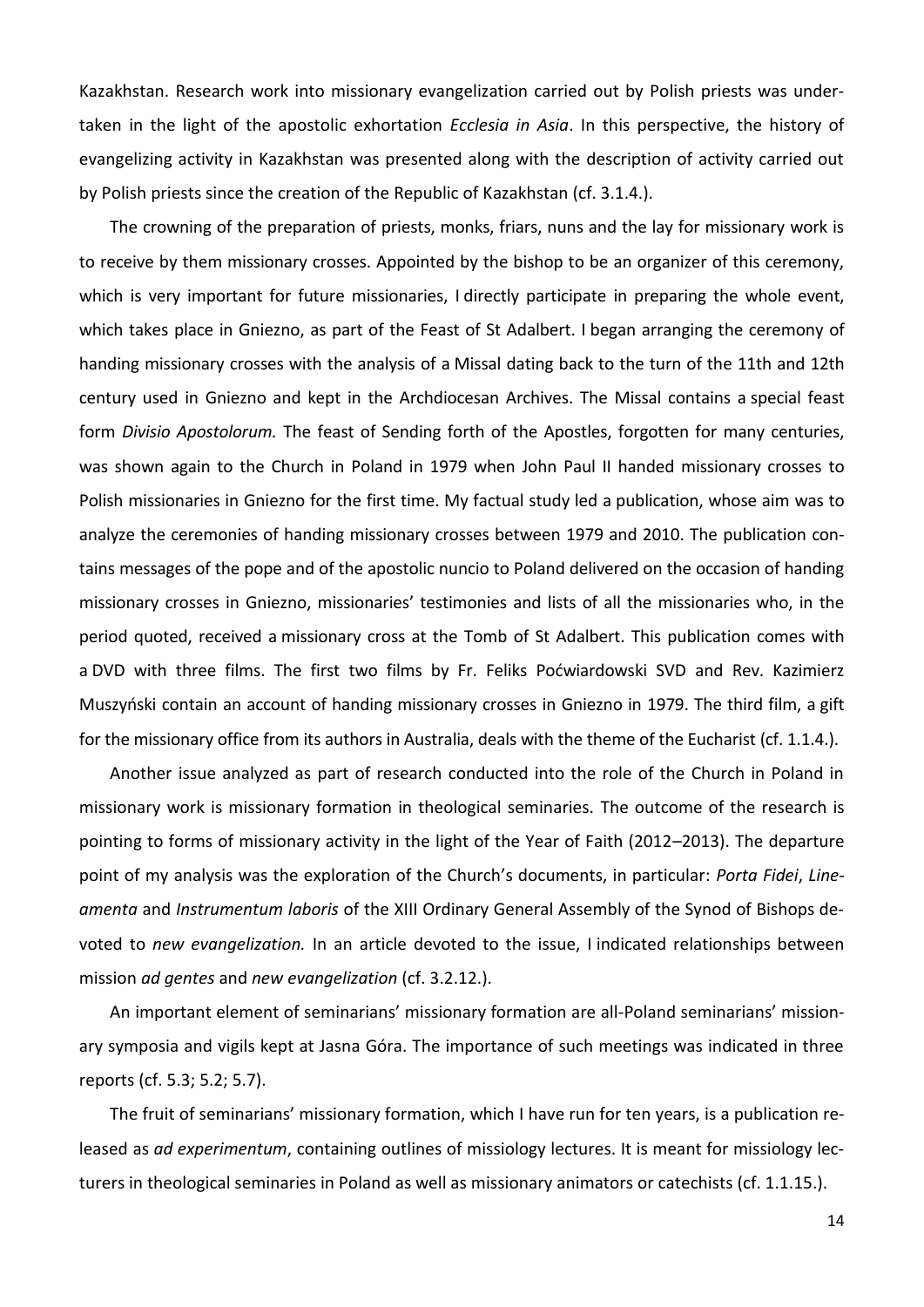Kazakhstan. Research work into missionary evangelization carried out by Polish priests was undertaken in the light of the apostolic exhortation *Ecclesia in Asia*. In this perspective, the history of evangelizing activity in Kazakhstan was presented along with the description of activity carried out by Polish priests since the creation of the Republic of Kazakhstan (cf. 3.1.4.).

The crowning of the preparation of priests, monks, friars, nuns and the lay for missionary work is to receive by them missionary crosses. Appointed by the bishop to be an organizer of this ceremony, which is very important for future missionaries, I directly participate in preparing the whole event, which takes place in Gniezno, as part of the Feast of St Adalbert. I began arranging the ceremony of handing missionary crosses with the analysis of a Missal dating back to the turn of the 11th and 12th century used in Gniezno and kept in the Archdiocesan Archives. The Missal contains a special feast form *Divisio Apostolorum.* The feast of Sending forth of the Apostles, forgotten for many centuries, was shown again to the Church in Poland in 1979 when John Paul II handed missionary crosses to Polish missionaries in Gniezno for the first time. My factual study led a publication, whose aim was to analyze the ceremonies of handing missionary crosses between 1979 and 2010. The publication contains messages of the pope and of the apostolic nuncio to Poland delivered on the occasion of handing missionary crosses in Gniezno, missionaries' testimonies and lists of all the missionaries who, in the period quoted, received a missionary cross at the Tomb of St Adalbert. This publication comes with a DVD with three films. The first two films by Fr. Feliks Poćwiardowski SVD and Rev. Kazimierz Muszyński contain an account of handing missionary crosses in Gniezno in 1979. The third film, a gift for the missionary office from its authors in Australia, deals with the theme of the Eucharist (cf. 1.1.4.).

Another issue analyzed as part of research conducted into the role of the Church in Poland in missionary work is missionary formation in theological seminaries. The outcome of the research is pointing to forms of missionary activity in the light of the Year of Faith (2012–2013). The departure point of my analysis was the exploration of the Church's documents, in particular: *Porta Fidei*, *Lineamenta* and *Instrumentum laboris* of the XIII Ordinary General Assembly of the Synod of Bishops devoted to *new evangelization.* In an article devoted to the issue, I indicated relationships between mission *ad gentes* and *new evangelization* (cf. 3.2.12.).

An important element of seminarians' missionary formation are all-Poland seminarians' missionary symposia and vigils kept at Jasna Góra. The importance of such meetings was indicated in three reports (cf. 5.3; 5.2; 5.7).

The fruit of seminarians' missionary formation, which I have run for ten years, is a publication released as *ad experimentum*, containing outlines of missiology lectures. It is meant for missiology lecturers in theological seminaries in Poland as well as missionary animators or catechists (cf. 1.1.15.).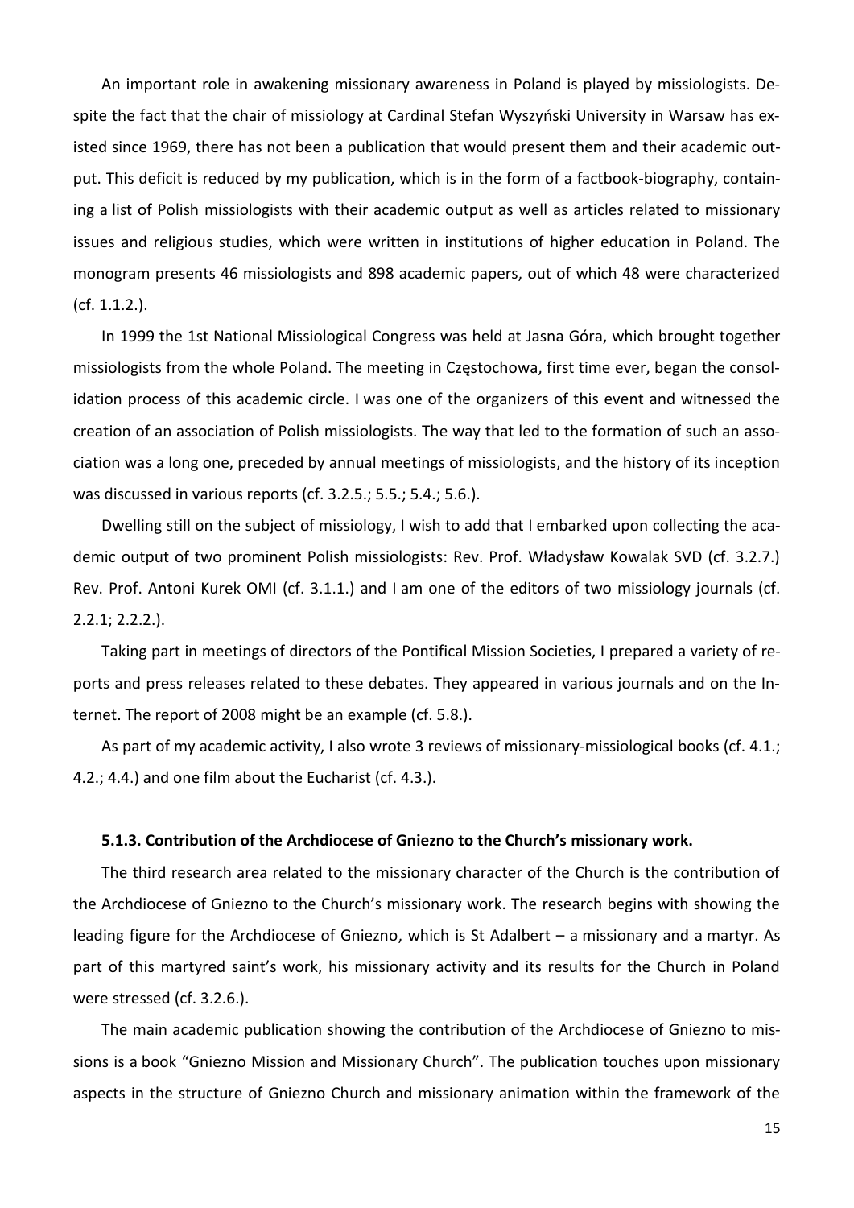An important role in awakening missionary awareness in Poland is played by missiologists. Despite the fact that the chair of missiology at Cardinal Stefan Wyszyński University in Warsaw has existed since 1969, there has not been a publication that would present them and their academic output. This deficit is reduced by my publication, which is in the form of a factbook-biography, containing a list of Polish missiologists with their academic output as well as articles related to missionary issues and religious studies, which were written in institutions of higher education in Poland. The monogram presents 46 missiologists and 898 academic papers, out of which 48 were characterized (cf. 1.1.2.).

In 1999 the 1st National Missiological Congress was held at Jasna Góra, which brought together missiologists from the whole Poland. The meeting in Częstochowa, first time ever, began the consolidation process of this academic circle. I was one of the organizers of this event and witnessed the creation of an association of Polish missiologists. The way that led to the formation of such an association was a long one, preceded by annual meetings of missiologists, and the history of its inception was discussed in various reports (cf. 3.2.5.; 5.5.; 5.4.; 5.6.).

Dwelling still on the subject of missiology, I wish to add that I embarked upon collecting the academic output of two prominent Polish missiologists: Rev. Prof. Władysław Kowalak SVD (cf. 3.2.7.) Rev. Prof. Antoni Kurek OMI (cf. 3.1.1.) and I am one of the editors of two missiology journals (cf. 2.2.1; 2.2.2.).

Taking part in meetings of directors of the Pontifical Mission Societies, I prepared a variety of reports and press releases related to these debates. They appeared in various journals and on the Internet. The report of 2008 might be an example (cf. 5.8.).

As part of my academic activity, I also wrote 3 reviews of missionary-missiological books (cf. 4.1.; 4.2.; 4.4.) and one film about the Eucharist (cf. 4.3.).

### 5.1.3. Contribution of the Archdiocese of Gniezno to the Church's missionary work.

The third research area related to the missionary character of the Church is the contribution of the Archdiocese of Gniezno to the Church's missionary work. The research begins with showing the leading figure for the Archdiocese of Gniezno, which is St Adalbert – a missionary and a martyr. As part of this martyred saint's work, his missionary activity and its results for the Church in Poland were stressed (cf. 3.2.6.).

The main academic publication showing the contribution of the Archdiocese of Gniezno to missions is a book "Gniezno Mission and Missionary Church". The publication touches upon missionary aspects in the structure of Gniezno Church and missionary animation within the framework of the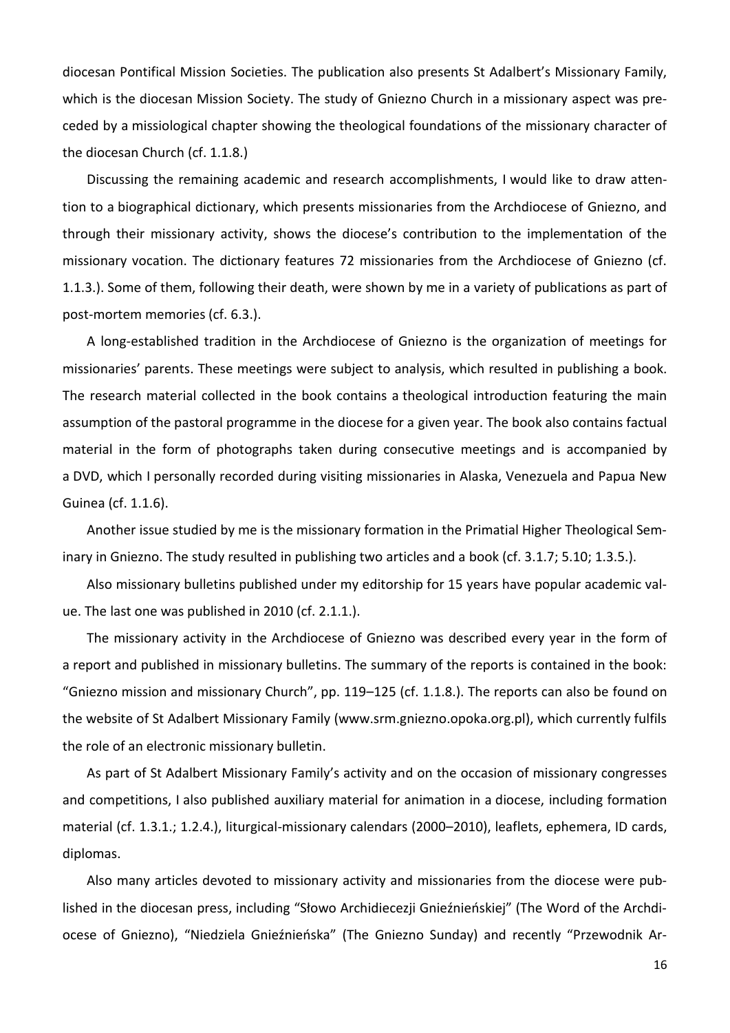diocesan Pontifical Mission Societies. The publication also presents St Adalbert's Missionary Family, which is the diocesan Mission Society. The study of Gniezno Church in a missionary aspect was preceded by a missiological chapter showing the theological foundations of the missionary character of the diocesan Church (cf. 1.1.8.)

Discussing the remaining academic and research accomplishments, I would like to draw attention to a biographical dictionary, which presents missionaries from the Archdiocese of Gniezno, and through their missionary activity, shows the diocese's contribution to the implementation of the missionary vocation. The dictionary features 72 missionaries from the Archdiocese of Gniezno (cf. 1.1.3.). Some of them, following their death, were shown by me in a variety of publications as part of post-mortem memories (cf. 6.3.).

A long-established tradition in the Archdiocese of Gniezno is the organization of meetings for missionaries' parents. These meetings were subject to analysis, which resulted in publishing a book. The research material collected in the book contains a theological introduction featuring the main assumption of the pastoral programme in the diocese for a given year. The book also contains factual material in the form of photographs taken during consecutive meetings and is accompanied by a DVD, which I personally recorded during visiting missionaries in Alaska, Venezuela and Papua New Guinea (cf. 1.1.6).

Another issue studied by me is the missionary formation in the Primatial Higher Theological Seminary in Gniezno. The study resulted in publishing two articles and a book (cf. 3.1.7; 5.10; 1.3.5.).

Also missionary bulletins published under my editorship for 15 years have popular academic value. The last one was published in 2010 (cf. 2.1.1.).

The missionary activity in the Archdiocese of Gniezno was described every year in the form of a report and published in missionary bulletins. The summary of the reports is contained in the book: "Gniezno mission and missionary Church", pp. 119–125 (cf. 1.1.8.). The reports can also be found on the website of St Adalbert Missionary Family (www.srm.gniezno.opoka.org.pl), which currently fulfils the role of an electronic missionary bulletin.

As part of St Adalbert Missionary Family's activity and on the occasion of missionary congresses and competitions, I also published auxiliary material for animation in a diocese, including formation material (cf. 1.3.1.; 1.2.4.), liturgical-missionary calendars (2000–2010), leaflets, ephemera, ID cards, diplomas.

Also many articles devoted to missionary activity and missionaries from the diocese were published in the diocesan press, including "Słowo Archidiecezji Gnieźnieńskiej" (The Word of the Archdiocese of Gniezno), "Niedziela Gnieźnieńska" (The Gniezno Sunday) and recently "Przewodnik Ar-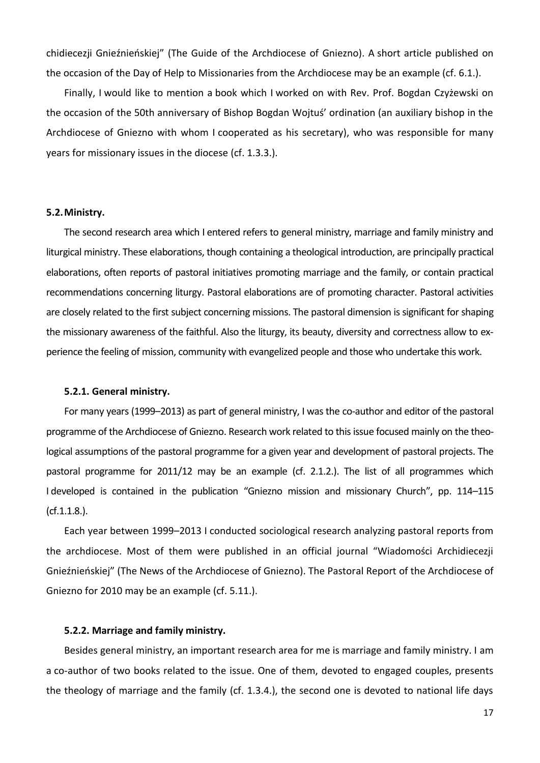chidiecezji Gnieźnieńskiej" (The Guide of the Archdiocese of Gniezno). A short article published on the occasion of the Day of Help to Missionaries from the Archdiocese may be an example (cf. 6.1.).

Finally, I would like to mention a book which I worked on with Rev. Prof. Bogdan Czyżewski on the occasion of the 50th anniversary of Bishop Bogdan Wojtuś' ordination (an auxiliary bishop in the Archdiocese of Gniezno with whom I cooperated as his secretary), who was responsible for many years for missionary issues in the diocese (cf. 1.3.3.).

### 5.2. Ministry.

The second research area which I entered refers to general ministry, marriage and family ministry and liturgical ministry. These elaborations, though containing a theological introduction, are principally practical elaborations, often reports of pastoral initiatives promoting marriage and the family, or contain practical recommendations concerning liturgy. Pastoral elaborations are of promoting character. Pastoral activities are closely related to the first subject concerning missions. The pastoral dimension is significant for shaping the missionary awareness of the faithful. Also the liturgy, its beauty, diversity and correctness allow to experience the feeling of mission, community with evangelized people and those who undertake this work.

#### 5.2.1. General ministry.

For many years (1999–2013) as part of general ministry, I was the co-author and editor of the pastoral programme of the Archdiocese of Gniezno. Research work related to this issue focused mainly on the theological assumptions of the pastoral programme for a given year and development of pastoral projects. The pastoral programme for 2011/12 may be an example (cf. 2.1.2.). The list of all programmes which I developed is contained in the publication "Gniezno mission and missionary Church", pp. 114–115 (cf.1.1.8.).

Each year between 1999–2013 I conducted sociological research analyzing pastoral reports from the archdiocese. Most of them were published in an official journal "Wiadomości Archidiecezji Gnieźnieńskiej" (The News of the Archdiocese of Gniezno). The Pastoral Report of the Archdiocese of Gniezno for 2010 may be an example (cf. 5.11.).

#### 5.2.2. Marriage and family ministry.

Besides general ministry, an important research area for me is marriage and family ministry. I am a co-author of two books related to the issue. One of them, devoted to engaged couples, presents the theology of marriage and the family (cf. 1.3.4.), the second one is devoted to national life days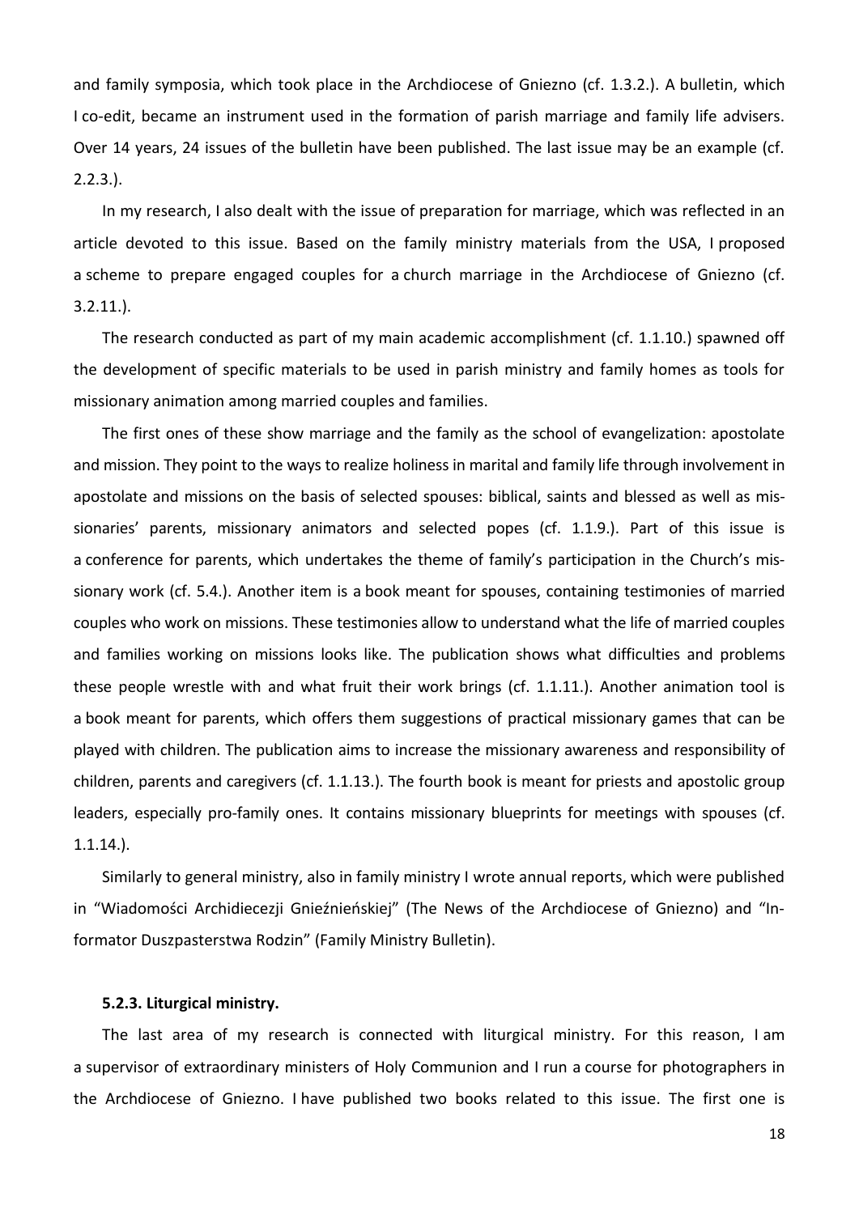and family symposia, which took place in the Archdiocese of Gniezno (cf. 1.3.2.). A bulletin, which I co-edit, became an instrument used in the formation of parish marriage and family life advisers. Over 14 years, 24 issues of the bulletin have been published. The last issue may be an example (cf. 2.2.3.).

In my research, I also dealt with the issue of preparation for marriage, which was reflected in an article devoted to this issue. Based on the family ministry materials from the USA, I proposed a scheme to prepare engaged couples for a church marriage in the Archdiocese of Gniezno (cf. 3.2.11.).

The research conducted as part of my main academic accomplishment (cf. 1.1.10.) spawned off the development of specific materials to be used in parish ministry and family homes as tools for missionary animation among married couples and families.

The first ones of these show marriage and the family as the school of evangelization: apostolate and mission. They point to the ways to realize holiness in marital and family life through involvement in apostolate and missions on the basis of selected spouses: biblical, saints and blessed as well as missionaries' parents, missionary animators and selected popes (cf. 1.1.9.). Part of this issue is a conference for parents, which undertakes the theme of family's participation in the Church's missionary work (cf. 5.4.). Another item is a book meant for spouses, containing testimonies of married couples who work on missions. These testimonies allow to understand what the life of married couples and families working on missions looks like. The publication shows what difficulties and problems these people wrestle with and what fruit their work brings (cf. 1.1.11.). Another animation tool is a book meant for parents, which offers them suggestions of practical missionary games that can be played with children. The publication aims to increase the missionary awareness and responsibility of children, parents and caregivers (cf. 1.1.13.). The fourth book is meant for priests and apostolic group leaders, especially pro-family ones. It contains missionary blueprints for meetings with spouses (cf. 1.1.14.).

Similarly to general ministry, also in family ministry I wrote annual reports, which were published in "Wiadomości Archidiecezji Gnieźnieńskiej" (The News of the Archdiocese of Gniezno) and "Informator Duszpasterstwa Rodzin" (Family Ministry Bulletin).

### 5.2.3. Liturgical ministry.

The last area of my research is connected with liturgical ministry. For this reason, I am a supervisor of extraordinary ministers of Holy Communion and I run a course for photographers in the Archdiocese of Gniezno. I have published two books related to this issue. The first one is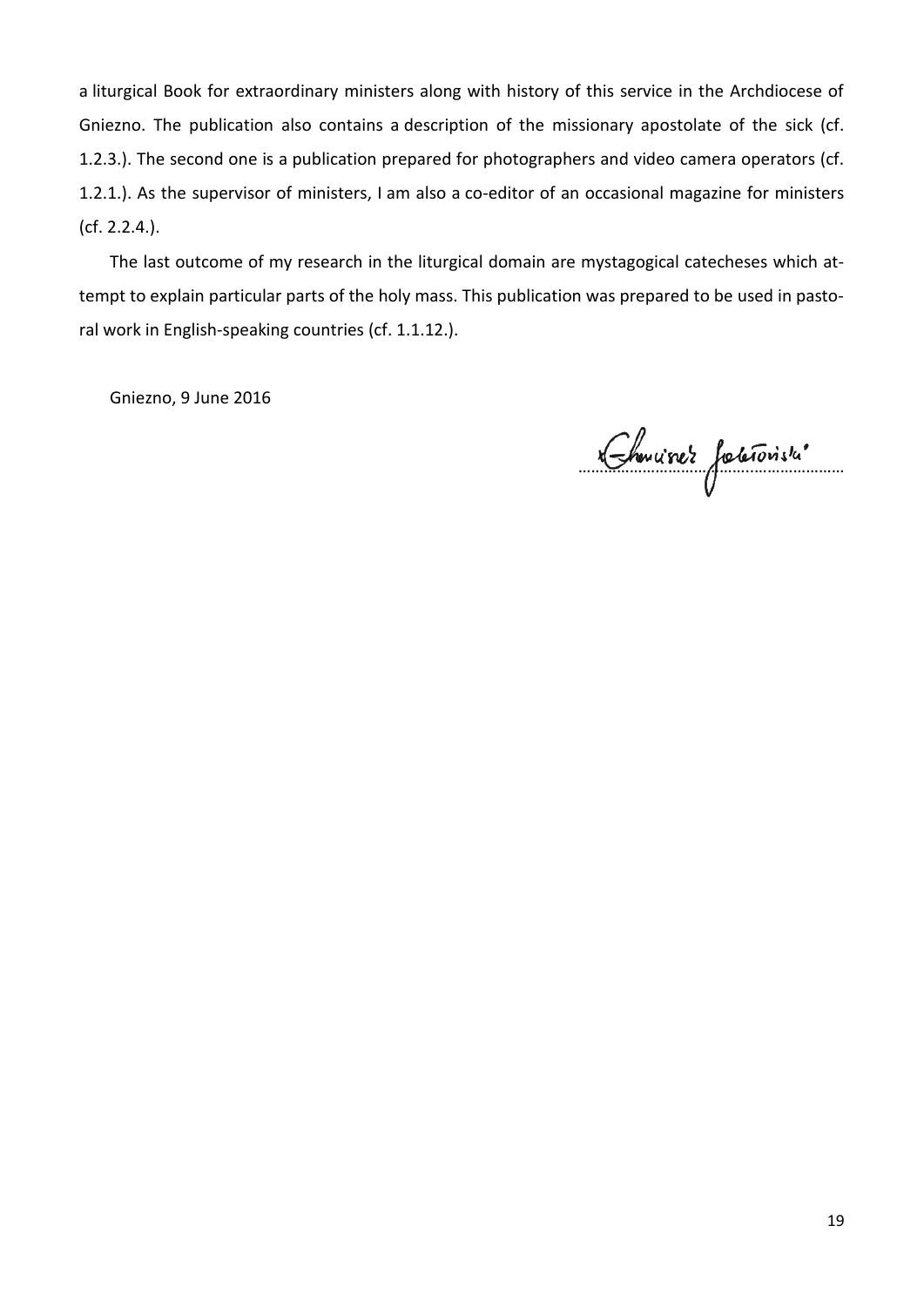a liturgical Book for extraordinary ministers along with history of this service in the Archdiocese of Gniezno. The publication also contains a description of the missionary apostolate of the sick (cf. 1.2.3.). The second one is a publication prepared for photographers and video camera operators (cf. 1.2.1.). As the supervisor of ministers, I am also a co-editor of an occasional magazine for ministers (cf. 2.2.4.).

The last outcome of my research in the liturgical domain are mystagogical catecheses which attempt to explain particular parts of the holy mass. This publication was prepared to be used in pastoral work in English-speaking countries (cf. 1.1.12.).

Gniezno, 9 June 2016

..............................................